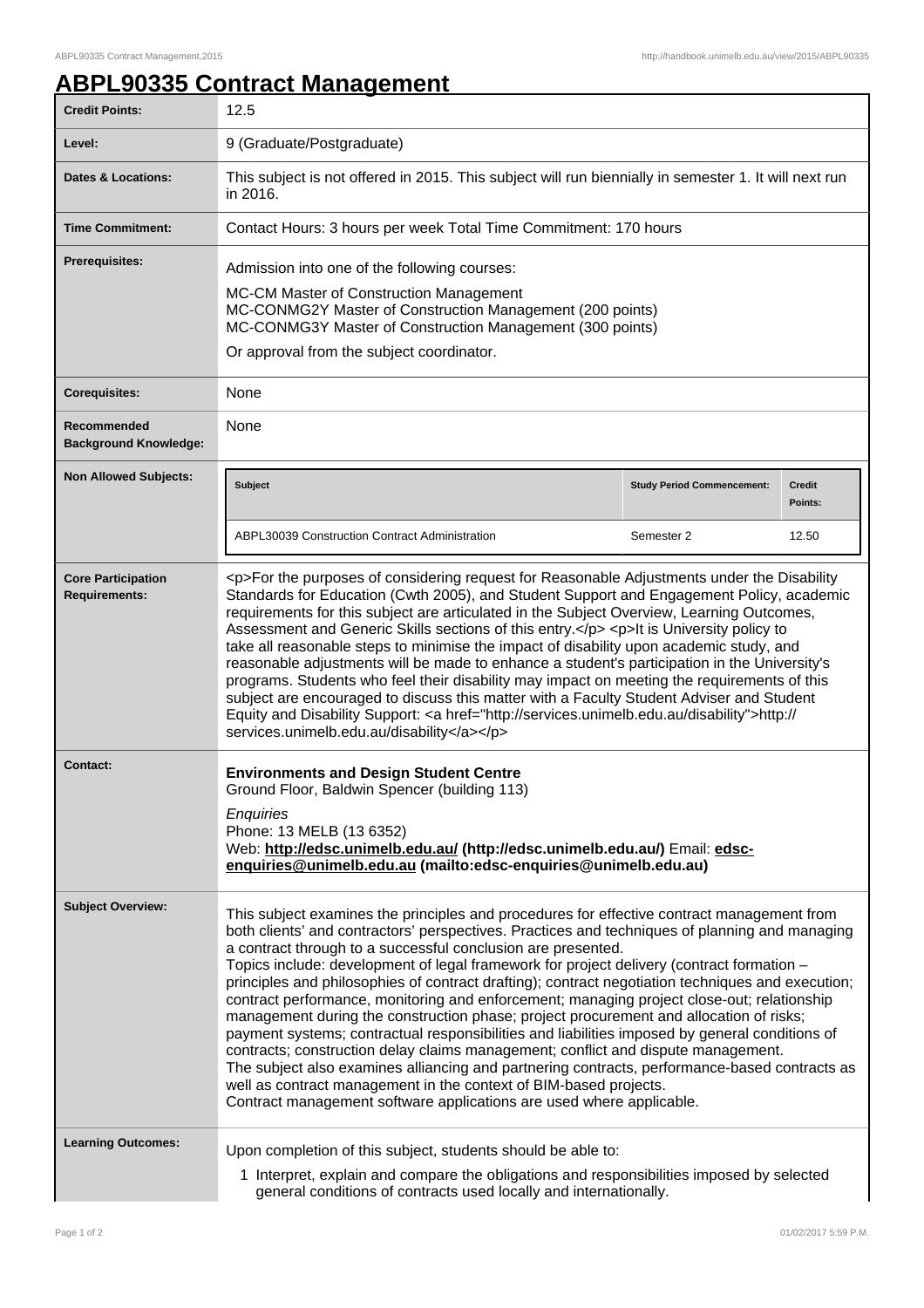# ABPL90335 Contract Management

| Credit Points: | 12.5 |
|---|---|
| Level: | 9 (Graduate/Postgraduate) |
| Dates & Locations: | This subject is not offered in 2015. This subject will run biennially in semester 1. It will next run in 2016. |
| Time Commitment: | Contact Hours: 3 hours per week Total Time Commitment: 170 hours |
| Prerequisites: | Admission into one of the following courses:<br>MC-CM Master of Construction Management<br>MC-CONMG2Y Master of Construction Management (200 points)<br>MC-CONMG3Y Master of Construction Management (300 points)<br>Or approval from the subject coordinator. |
| Corequisites: | None |
| Recommended Background Knowledge: | None |
| Non Allowed Subjects: | **Subject**: ABPL30039 Construction Contract Administration; **Study Period Commencement**: Semester 2; **Credit Points**: 12.50 |
| Core Participation Requirements: | <p>For the purposes of considering request for Reasonable Adjustments under the Disability Standards for Education (Cwth 2005), and Student Support and Engagement Policy, academic requirements for this subject are articulated in the Subject Overview, Learning Outcomes, Assessment and Generic Skills sections of this entry.</p> <p>It is University policy to take all reasonable steps to minimise the impact of disability upon academic study, and reasonable adjustments will be made to enhance a student's participation in the University's programs. Students who feel their disability may impact on meeting the requirements of this subject are encouraged to discuss this matter with a Faculty Student Adviser and Student Equity and Disability Support: <a href="http://services.unimelb.edu.au/disability">http://services.unimelb.edu.au/disability</a></p> |
| Contact: | **Environments and Design Student Centre**<br>Ground Floor, Baldwin Spencer (building 113)<br>*Enquiries*<br>Phone: 13 MELB (13 6352)<br>Web: **http://edsc.unimelb.edu.au/ (http://edsc.unimelb.edu.au/)** Email: **edsc-enquiries@unimelb.edu.au (mailto:edsc-enquiries@unimelb.edu.au)** |
| Subject Overview: | This subject examines the principles and procedures for effective contract management from both clients' and contractors' perspectives. Practices and techniques of planning and managing a contract through to a successful conclusion are presented.<br>Topics include: development of legal framework for project delivery (contract formation – principles and philosophies of contract drafting); contract negotiation techniques and execution; contract performance, monitoring and enforcement; managing project close-out; relationship management during the construction phase; project procurement and allocation of risks; payment systems; contractual responsibilities and liabilities imposed by general conditions of contracts; construction delay claims management; conflict and dispute management.<br>The subject also examines alliancing and partnering contracts, performance-based contracts as well as contract management in the context of BIM-based projects.<br>Contract management software applications are used where applicable. |
| Learning Outcomes: | Upon completion of this subject, students should be able to:<br>1 Interpret, explain and compare the obligations and responsibilities imposed by selected general conditions of contracts used locally and internationally. |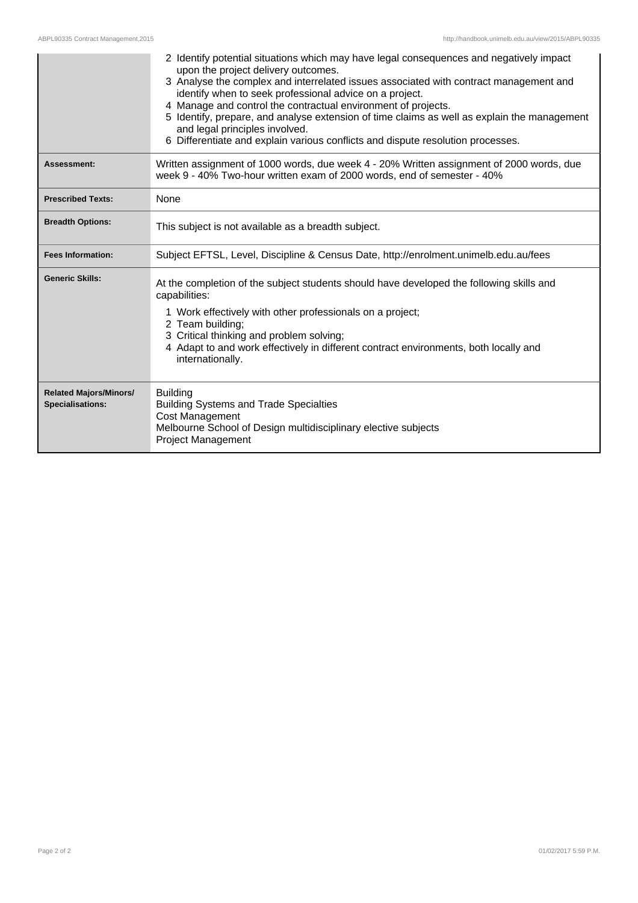| | |
|---|---|
| | 2 Identify potential situations which may have legal consequences and negatively impact upon the project delivery outcomes.<br>3 Analyse the complex and interrelated issues associated with contract management and identify when to seek professional advice on a project.<br>4 Manage and control the contractual environment of projects.<br>5 Identify, prepare, and analyse extension of time claims as well as explain the management and legal principles involved.<br>6 Differentiate and explain various conflicts and dispute resolution processes. |
| **Assessment:** | Written assignment of 1000 words, due week 4 - 20% Written assignment of 2000 words, due week 9 - 40% Two-hour written exam of 2000 words, end of semester - 40% |
| **Prescribed Texts:** | None |
| **Breadth Options:** | This subject is not available as a breadth subject. |
| **Fees Information:** | Subject EFTSL, Level, Discipline & Census Date, http://enrolment.unimelb.edu.au/fees |
| **Generic Skills:** | At the completion of the subject students should have developed the following skills and capabilities:<br>1 Work effectively with other professionals on a project;<br>2 Team building;<br>3 Critical thinking and problem solving;<br>4 Adapt to and work effectively in different contract environments, both locally and internationally. |
| **Related Majors/Minors/ Specialisations:** | Building<br>Building Systems and Trade Specialties<br>Cost Management<br>Melbourne School of Design multidisciplinary elective subjects<br>Project Management |